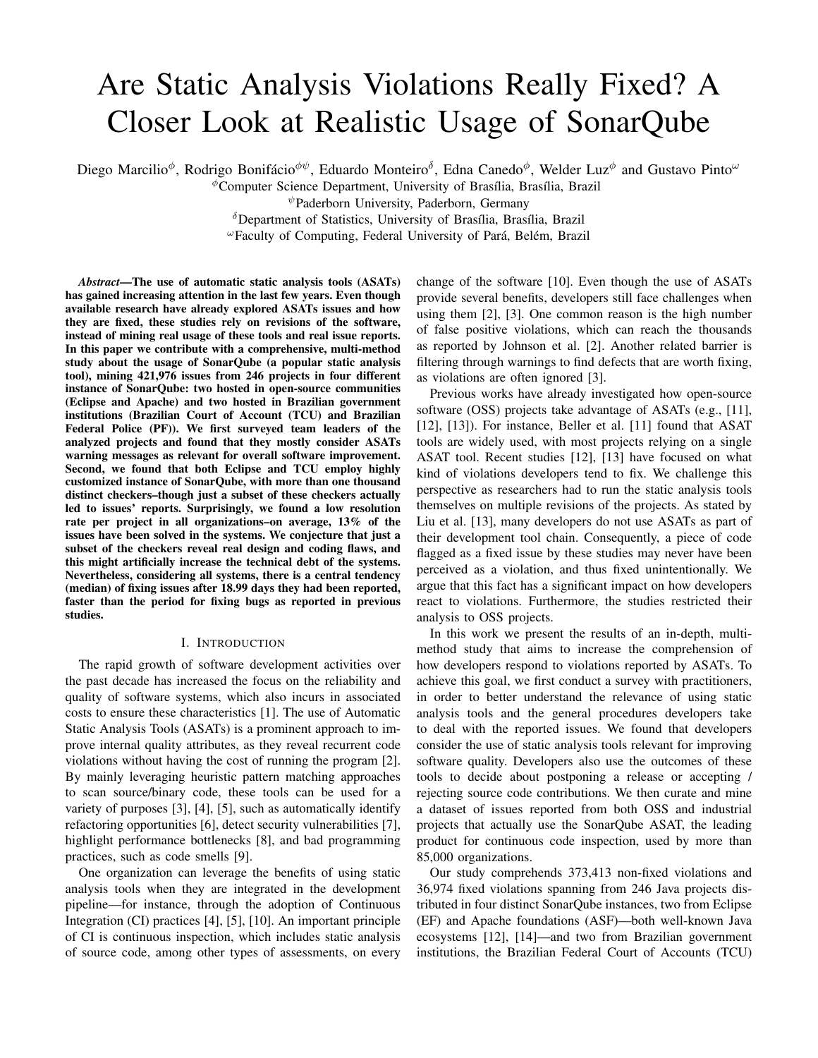# Are Static Analysis Violations Really Fixed? A Closer Look at Realistic Usage of SonarQube

Diego Marcilio[ϕ], Rodrigo Bonifácio[ϕψ], Eduardo Monteiro[δ], Edna Canedo[ϕ], Welder Luz[ϕ] and Gustavo Pinto[ω]

[ϕ]Computer Science Department, University of Brasília, Brasília, Brazil

[ψ]Paderborn University, Paderborn, Germany

[δ]Department of Statistics, University of Brasília, Brasília, Brazil

[ω]Faculty of Computing, Federal University of Pará, Belém, Brazil

***Abstract*—The use of automatic static analysis tools (ASATs) has gained increasing attention in the last few years. Even though available research have already explored ASATs issues and how they are fixed, these studies rely on revisions of the software, instead of mining real usage of these tools and real issue reports. In this paper we contribute with a comprehensive, multi-method study about the usage of SonarQube (a popular static analysis tool), mining 421,976 issues from 246 projects in four different instance of SonarQube: two hosted in open-source communities (Eclipse and Apache) and two hosted in Brazilian government institutions (Brazilian Court of Account (TCU) and Brazilian Federal Police (PF)). We first surveyed team leaders of the analyzed projects and found that they mostly consider ASATs warning messages as relevant for overall software improvement. Second, we found that both Eclipse and TCU employ highly customized instance of SonarQube, with more than one thousand distinct checkers–though just a subset of these checkers actually led to issues' reports. Surprisingly, we found a low resolution rate per project in all organizations–on average, 13% of the issues have been solved in the systems. We conjecture that just a subset of the checkers reveal real design and coding flaws, and this might artificially increase the technical debt of the systems. Nevertheless, considering all systems, there is a central tendency (median) of fixing issues after 18.99 days they had been reported, faster than the period for fixing bugs as reported in previous studies.**

## I. Introduction

The rapid growth of software development activities over the past decade has increased the focus on the reliability and quality of software systems, which also incurs in associated costs to ensure these characteristics [1]. The use of Automatic Static Analysis Tools (ASATs) is a prominent approach to improve internal quality attributes, as they reveal recurrent code violations without having the cost of running the program [2]. By mainly leveraging heuristic pattern matching approaches to scan source/binary code, these tools can be used for a variety of purposes [3], [4], [5], such as automatically identify refactoring opportunities [6], detect security vulnerabilities [7], highlight performance bottlenecks [8], and bad programming practices, such as code smells [9].

One organization can leverage the benefits of using static analysis tools when they are integrated in the development pipeline—for instance, through the adoption of Continuous Integration (CI) practices [4], [5], [10]. An important principle of CI is continuous inspection, which includes static analysis of source code, among other types of assessments, on every change of the software [10]. Even though the use of ASATs provide several benefits, developers still face challenges when using them [2], [3]. One common reason is the high number of false positive violations, which can reach the thousands as reported by Johnson et al. [2]. Another related barrier is filtering through warnings to find defects that are worth fixing, as violations are often ignored [3].

Previous works have already investigated how open-source software (OSS) projects take advantage of ASATs (e.g., [11], [12], [13]). For instance, Beller et al. [11] found that ASAT tools are widely used, with most projects relying on a single ASAT tool. Recent studies [12], [13] have focused on what kind of violations developers tend to fix. We challenge this perspective as researchers had to run the static analysis tools themselves on multiple revisions of the projects. As stated by Liu et al. [13], many developers do not use ASATs as part of their development tool chain. Consequently, a piece of code flagged as a fixed issue by these studies may never have been perceived as a violation, and thus fixed unintentionally. We argue that this fact has a significant impact on how developers react to violations. Furthermore, the studies restricted their analysis to OSS projects.

In this work we present the results of an in-depth, multi-method study that aims to increase the comprehension of how developers respond to violations reported by ASATs. To achieve this goal, we first conduct a survey with practitioners, in order to better understand the relevance of using static analysis tools and the general procedures developers take to deal with the reported issues. We found that developers consider the use of static analysis tools relevant for improving software quality. Developers also use the outcomes of these tools to decide about postponing a release or accepting / rejecting source code contributions. We then curate and mine a dataset of issues reported from both OSS and industrial projects that actually use the SonarQube ASAT, the leading product for continuous code inspection, used by more than 85,000 organizations.

Our study comprehends 373,413 non-fixed violations and 36,974 fixed violations spanning from 246 Java projects distributed in four distinct SonarQube instances, two from Eclipse (EF) and Apache foundations (ASF)—both well-known Java ecosystems [12], [14]—and two from Brazilian government institutions, the Brazilian Federal Court of Accounts (TCU)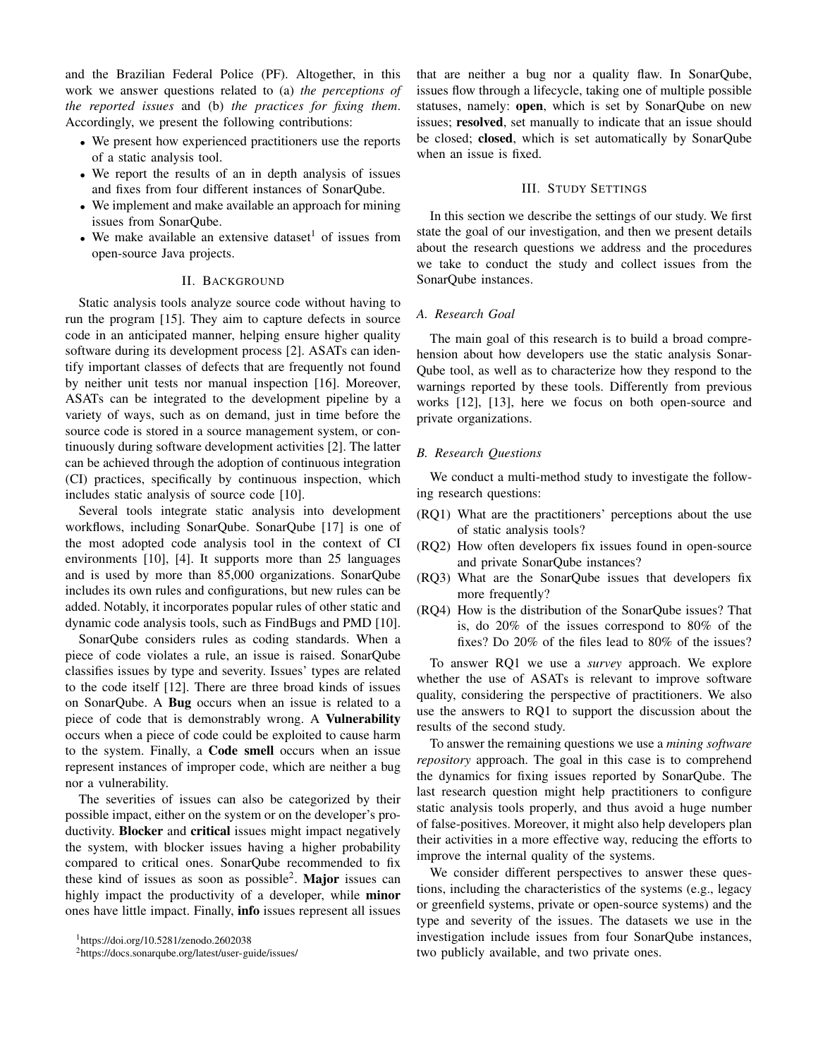and the Brazilian Federal Police (PF). Altogether, in this work we answer questions related to (a) *the perceptions of the reported issues* and (b) *the practices for fixing them*. Accordingly, we present the following contributions:

- We present how experienced practitioners use the reports of a static analysis tool.
- We report the results of an in depth analysis of issues and fixes from four different instances of SonarQube.
- We implement and make available an approach for mining issues from SonarQube.
- We make available an extensive dataset[1] of issues from open-source Java projects.

## II. Background

Static analysis tools analyze source code without having to run the program [15]. They aim to capture defects in source code in an anticipated manner, helping ensure higher quality software during its development process [2]. ASATs can identify important classes of defects that are frequently not found by neither unit tests nor manual inspection [16]. Moreover, ASATs can be integrated to the development pipeline by a variety of ways, such as on demand, just in time before the source code is stored in a source management system, or continuously during software development activities [2]. The latter can be achieved through the adoption of continuous integration (CI) practices, specifically by continuous inspection, which includes static analysis of source code [10].

Several tools integrate static analysis into development workflows, including SonarQube. SonarQube [17] is one of the most adopted code analysis tool in the context of CI environments [10], [4]. It supports more than 25 languages and is used by more than 85,000 organizations. SonarQube includes its own rules and configurations, but new rules can be added. Notably, it incorporates popular rules of other static and dynamic code analysis tools, such as FindBugs and PMD [10].

SonarQube considers rules as coding standards. When a piece of code violates a rule, an issue is raised. SonarQube classifies issues by type and severity. Issues' types are related to the code itself [12]. There are three broad kinds of issues on SonarQube. A **Bug** occurs when an issue is related to a piece of code that is demonstrably wrong. A **Vulnerability** occurs when a piece of code could be exploited to cause harm to the system. Finally, a **Code smell** occurs when an issue represent instances of improper code, which are neither a bug nor a vulnerability.

The severities of issues can also be categorized by their possible impact, either on the system or on the developer's productivity. **Blocker** and **critical** issues might impact negatively the system, with blocker issues having a higher probability compared to critical ones. SonarQube recommended to fix these kind of issues as soon as possible[2]. **Major** issues can highly impact the productivity of a developer, while **minor** ones have little impact. Finally, **info** issues represent all issues that are neither a bug nor a quality flaw. In SonarQube, issues flow through a lifecycle, taking one of multiple possible statuses, namely: **open**, which is set by SonarQube on new issues; **resolved**, set manually to indicate that an issue should be closed; **closed**, which is set automatically by SonarQube when an issue is fixed.

[1] https://doi.org/10.5281/zenodo.2602038

[2] https://docs.sonarqube.org/latest/user-guide/issues/

## III. Study Settings

In this section we describe the settings of our study. We first state the goal of our investigation, and then we present details about the research questions we address and the procedures we take to conduct the study and collect issues from the SonarQube instances.

### A. Research Goal

The main goal of this research is to build a broad comprehension about how developers use the static analysis SonarQube tool, as well as to characterize how they respond to the warnings reported by these tools. Differently from previous works [12], [13], here we focus on both open-source and private organizations.

### B. Research Questions

We conduct a multi-method study to investigate the following research questions:

- (RQ1) What are the practitioners' perceptions about the use of static analysis tools?
- (RQ2) How often developers fix issues found in open-source and private SonarQube instances?
- (RQ3) What are the SonarQube issues that developers fix more frequently?
- (RQ4) How is the distribution of the SonarQube issues? That is, do 20% of the issues correspond to 80% of the fixes? Do 20% of the files lead to 80% of the issues?

To answer RQ1 we use a *survey* approach. We explore whether the use of ASATs is relevant to improve software quality, considering the perspective of practitioners. We also use the answers to RQ1 to support the discussion about the results of the second study.

To answer the remaining questions we use a *mining software repository* approach. The goal in this case is to comprehend the dynamics for fixing issues reported by SonarQube. The last research question might help practitioners to configure static analysis tools properly, and thus avoid a huge number of false-positives. Moreover, it might also help developers plan their activities in a more effective way, reducing the efforts to improve the internal quality of the systems.

We consider different perspectives to answer these questions, including the characteristics of the systems (e.g., legacy or greenfield systems, private or open-source systems) and the type and severity of the issues. The datasets we use in the investigation include issues from four SonarQube instances, two publicly available, and two private ones.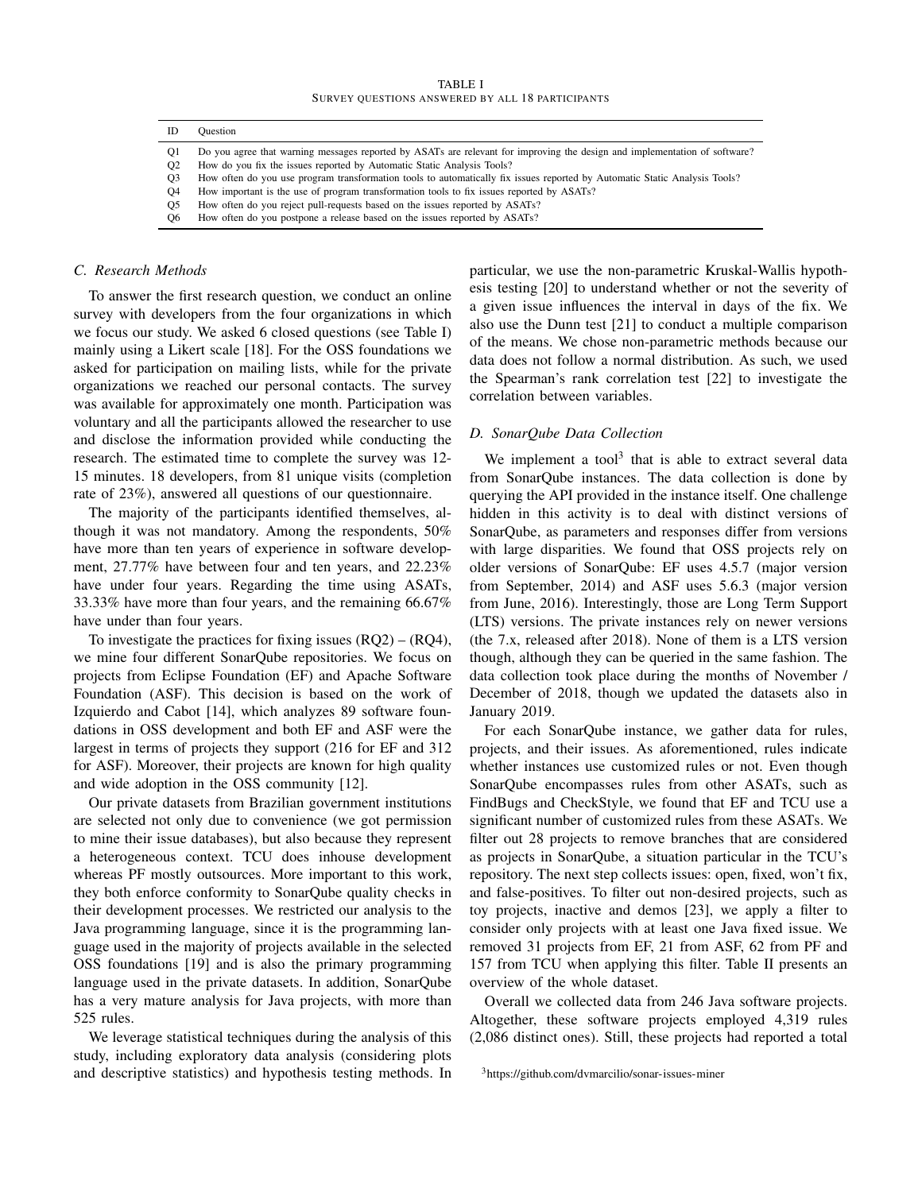TABLE I
SURVEY QUESTIONS ANSWERED BY ALL 18 PARTICIPANTS

| ID | Question |
|---|---|
| Q1 | Do you agree that warning messages reported by ASATs are relevant for improving the design and implementation of software? |
| Q2 | How do you fix the issues reported by Automatic Static Analysis Tools? |
| Q3 | How often do you use program transformation tools to automatically fix issues reported by Automatic Static Analysis Tools? |
| Q4 | How important is the use of program transformation tools to fix issues reported by ASATs? |
| Q5 | How often do you reject pull-requests based on the issues reported by ASATs? |
| Q6 | How often do you postpone a release based on the issues reported by ASATs? |

### C. Research Methods

To answer the first research question, we conduct an online survey with developers from the four organizations in which we focus our study. We asked 6 closed questions (see Table I) mainly using a Likert scale [18]. For the OSS foundations we asked for participation on mailing lists, while for the private organizations we reached our personal contacts. The survey was available for approximately one month. Participation was voluntary and all the participants allowed the researcher to use and disclose the information provided while conducting the research. The estimated time to complete the survey was 12-15 minutes. 18 developers, from 81 unique visits (completion rate of 23%), answered all questions of our questionnaire.

The majority of the participants identified themselves, although it was not mandatory. Among the respondents, 50% have more than ten years of experience in software development, 27.77% have between four and ten years, and 22.23% have under four years. Regarding the time using ASATs, 33.33% have more than four years, and the remaining 66.67% have under than four years.

To investigate the practices for fixing issues (RQ2) – (RQ4), we mine four different SonarQube repositories. We focus on projects from Eclipse Foundation (EF) and Apache Software Foundation (ASF). This decision is based on the work of Izquierdo and Cabot [14], which analyzes 89 software foundations in OSS development and both EF and ASF were the largest in terms of projects they support (216 for EF and 312 for ASF). Moreover, their projects are known for high quality and wide adoption in the OSS community [12].

Our private datasets from Brazilian government institutions are selected not only due to convenience (we got permission to mine their issue databases), but also because they represent a heterogeneous context. TCU does inhouse development whereas PF mostly outsources. More important to this work, they both enforce conformity to SonarQube quality checks in their development processes. We restricted our analysis to the Java programming language, since it is the programming language used in the majority of projects available in the selected OSS foundations [19] and is also the primary programming language used in the private datasets. In addition, SonarQube has a very mature analysis for Java projects, with more than 525 rules.

We leverage statistical techniques during the analysis of this study, including exploratory data analysis (considering plots and descriptive statistics) and hypothesis testing methods. In particular, we use the non-parametric Kruskal-Wallis hypothesis testing [20] to understand whether or not the severity of a given issue influences the interval in days of the fix. We also use the Dunn test [21] to conduct a multiple comparison of the means. We chose non-parametric methods because our data does not follow a normal distribution. As such, we used the Spearman's rank correlation test [22] to investigate the correlation between variables.

### D. SonarQube Data Collection

We implement a tool[3] that is able to extract several data from SonarQube instances. The data collection is done by querying the API provided in the instance itself. One challenge hidden in this activity is to deal with distinct versions of SonarQube, as parameters and responses differ from versions with large disparities. We found that OSS projects rely on older versions of SonarQube: EF uses 4.5.7 (major version from September, 2014) and ASF uses 5.6.3 (major version from June, 2016). Interestingly, those are Long Term Support (LTS) versions. The private instances rely on newer versions (the 7.x, released after 2018). None of them is a LTS version though, although they can be queried in the same fashion. The data collection took place during the months of November / December of 2018, though we updated the datasets also in January 2019.

For each SonarQube instance, we gather data for rules, projects, and their issues. As aforementioned, rules indicate whether instances use customized rules or not. Even though SonarQube encompasses rules from other ASATs, such as FindBugs and CheckStyle, we found that EF and TCU use a significant number of customized rules from these ASATs. We filter out 28 projects to remove branches that are considered as projects in SonarQube, a situation particular in the TCU's repository. The next step collects issues: open, fixed, won't fix, and false-positives. To filter out non-desired projects, such as toy projects, inactive and demos [23], we apply a filter to consider only projects with at least one Java fixed issue. We removed 31 projects from EF, 21 from ASF, 62 from PF and 157 from TCU when applying this filter. Table II presents an overview of the whole dataset.

Overall we collected data from 246 Java software projects. Altogether, these software projects employed 4,319 rules (2,086 distinct ones). Still, these projects had reported a total

[3]https://github.com/dvmarcilio/sonar-issues-miner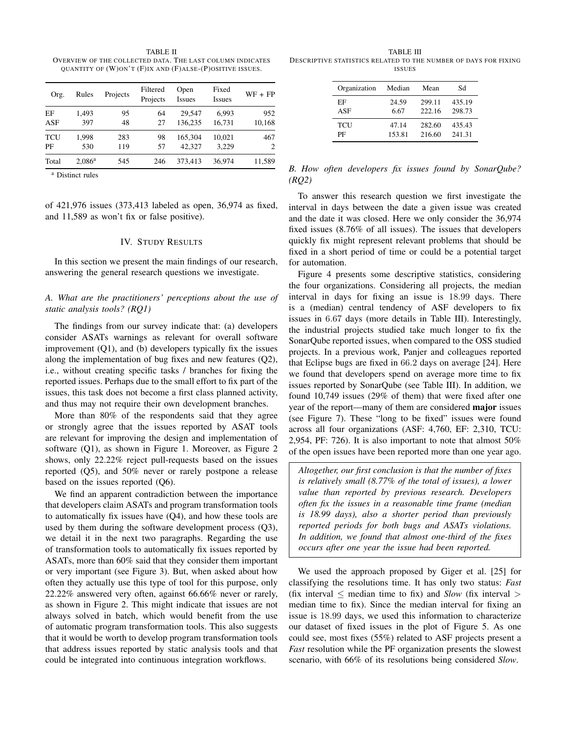TABLE II
OVERVIEW OF THE COLLECTED DATA. THE LAST COLUMN INDICATES QUANTITY OF (W)ON'T (F)IX AND (F)ALSE-(P)OSITIVE ISSUES.

| Org. | Rules | Projects | Filtered Projects | Open Issues | Fixed Issues | WF + FP |
|---|---|---|---|---|---|---|
| EF | 1,493 | 95 | 64 | 29,547 | 6,993 | 952 |
| ASF | 397 | 48 | 27 | 136,235 | 16,731 | 10,168 |
| TCU | 1,998 | 283 | 98 | 165,304 | 10,021 | 467 |
| PF | 530 | 119 | 57 | 42,327 | 3,229 | 2 |
| Total | 2,086[a] | 545 | 246 | 373,413 | 36,974 | 11,589 |

[a] Distinct rules

of 421,976 issues (373,413 labeled as open, 36,974 as fixed, and 11,589 as won't fix or false positive).

## IV. Study Results

In this section we present the main findings of our research, answering the general research questions we investigate.

### A. What are the practitioners' perceptions about the use of static analysis tools? (RQ1)

The findings from our survey indicate that: (a) developers consider ASATs warnings as relevant for overall software improvement (Q1), and (b) developers typically fix the issues along the implementation of bug fixes and new features (Q2), i.e., without creating specific tasks / branches for fixing the reported issues. Perhaps due to the small effort to fix part of the issues, this task does not become a first class planned activity, and thus may not require their own development branches.

More than 80% of the respondents said that they agree or strongly agree that the issues reported by ASAT tools are relevant for improving the design and implementation of software (Q1), as shown in Figure 1. Moreover, as Figure 2 shows, only 22.22% reject pull-requests based on the issues reported (Q5), and 50% never or rarely postpone a release based on the issues reported (Q6).

We find an apparent contradiction between the importance that developers claim ASATs and program transformation tools to automatically fix issues have (Q4), and how these tools are used by them during the software development process (Q3), we detail it in the next two paragraphs. Regarding the use of transformation tools to automatically fix issues reported by ASATs, more than 60% said that they consider them important or very important (see Figure 3). But, when asked about how often they actually use this type of tool for this purpose, only 22.22% answered very often, against 66.66% never or rarely, as shown in Figure 2. This might indicate that issues are not always solved in batch, which would benefit from the use of automatic program transformation tools. This also suggests that it would be worth to develop program transformation tools that address issues reported by static analysis tools and that could be integrated into continuous integration workflows.

TABLE III
DESCRIPTIVE STATISTICS RELATED TO THE NUMBER OF DAYS FOR FIXING ISSUES

| Organization | Median | Mean | Sd |
|---|---|---|---|
| EF | 24.59 | 299.11 | 435.19 |
| ASF | 6.67 | 222.16 | 298.73 |
| TCU | 47.14 | 282.60 | 435.43 |
| PF | 153.81 | 216.60 | 241.31 |

### B. How often developers fix issues found by SonarQube? (RQ2)

To answer this research question we first investigate the interval in days between the date a given issue was created and the date it was closed. Here we only consider the 36,974 fixed issues (8.76% of all issues). The issues that developers quickly fix might represent relevant problems that should be fixed in a short period of time or could be a potential target for automation.

Figure 4 presents some descriptive statistics, considering the four organizations. Considering all projects, the median interval in days for fixing an issue is 18.99 days. There is a (median) central tendency of ASF developers to fix issues in 6.67 days (more details in Table III). Interestingly, the industrial projects studied take much longer to fix the SonarQube reported issues, when compared to the OSS studied projects. In a previous work, Panjer and colleagues reported that Eclipse bugs are fixed in 66.2 days on average [24]. Here we found that developers spend on average more time to fix issues reported by SonarQube (see Table III). In addition, we found 10,749 issues (29% of them) that were fixed after one year of the report—many of them are considered **major** issues (see Figure 7). These "long to be fixed" issues were found across all four organizations (ASF: 4,760, EF: 2,310, TCU: 2,954, PF: 726). It is also important to note that almost 50% of the open issues have been reported more than one year ago.

*Altogether, our first conclusion is that the number of fixes is relatively small (8.77% of the total of issues), a lower value than reported by previous research. Developers often fix the issues in a reasonable time frame (median is 18.99 days), also a shorter period than previously reported periods for both bugs and ASATs violations. In addition, we found that almost one-third of the fixes occurs after one year the issue had been reported.*

We used the approach proposed by Giger et al. [25] for classifying the resolutions time. It has only two status: *Fast* (fix interval $\leq$ median time to fix) and *Slow* (fix interval $>$ median time to fix). Since the median interval for fixing an issue is 18.99 days, we used this information to characterize our dataset of fixed issues in the plot of Figure 5. As one could see, most fixes (55%) related to ASF projects present a *Fast* resolution while the PF organization presents the slowest scenario, with 66% of its resolutions being considered *Slow*.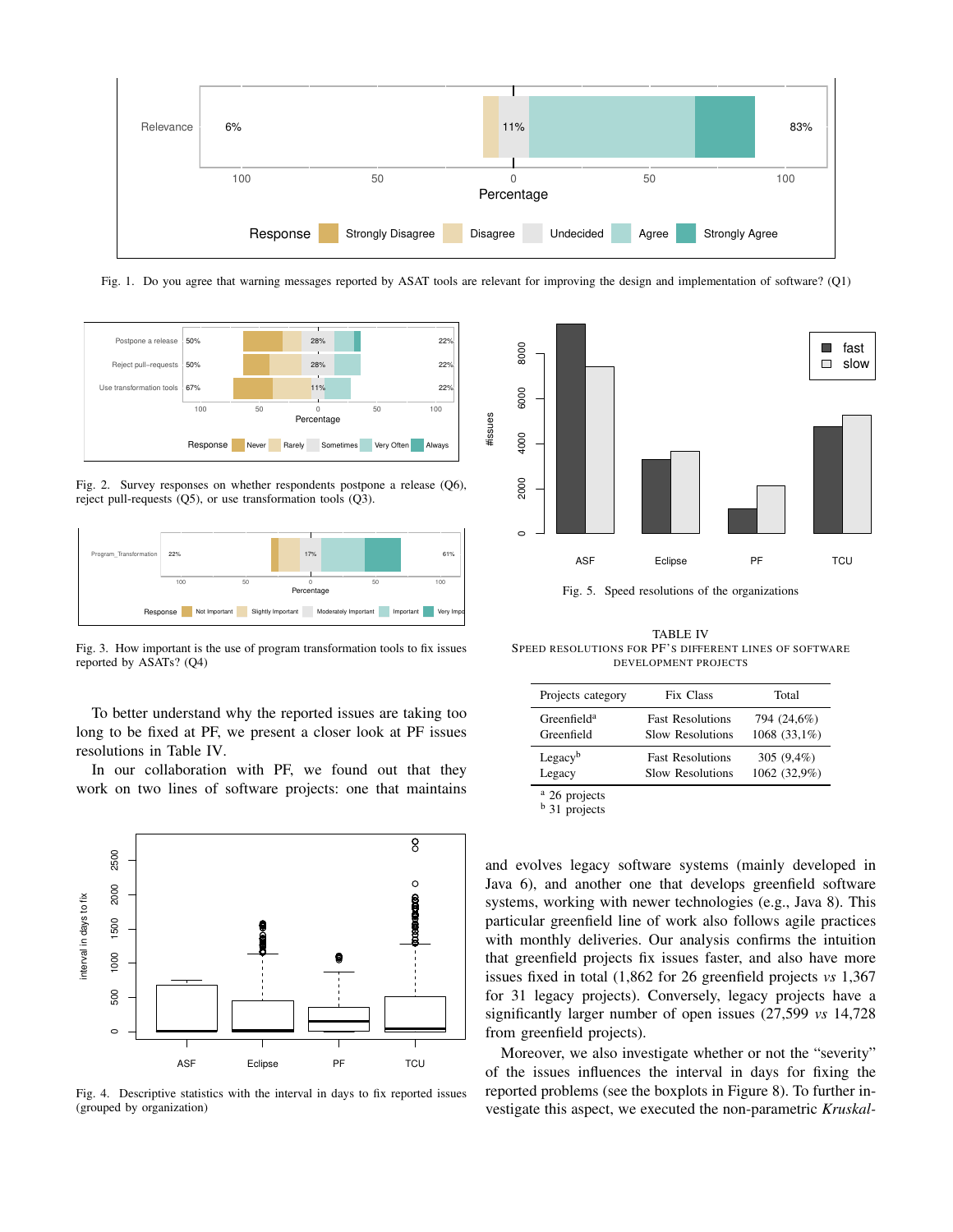Fig. 1. Do you agree that warning messages reported by ASAT tools are relevant for improving the design and implementation of software? (Q1)

Fig. 2. Survey responses on whether respondents postpone a release (Q6), reject pull-requests (Q5), or use transformation tools (Q3).

Fig. 3. How important is the use of program transformation tools to fix issues reported by ASATs? (Q4)

To better understand why the reported issues are taking too long to be fixed at PF, we present a closer look at PF issues resolutions in Table IV.

In our collaboration with PF, we found out that they work on two lines of software projects: one that maintains and evolves legacy software systems (mainly developed in Java 6), and another one that develops greenfield software systems, working with newer technologies (e.g., Java 8). This particular greenfield line of work also follows agile practices with monthly deliveries. Our analysis confirms the intuition that greenfield projects fix issues faster, and also have more issues fixed in total (1,862 for 26 greenfield projects *vs* 1,367 for 31 legacy projects). Conversely, legacy projects have a significantly larger number of open issues (27,599 *vs* 14,728 from greenfield projects).

Moreover, we also investigate whether or not the "severity" of the issues influences the interval in days for fixing the reported problems (see the boxplots in Figure 8). To further investigate this aspect, we executed the non-parametric *Kruskal-*

Fig. 4. Descriptive statistics with the interval in days to fix reported issues (grouped by organization)

Fig. 5. Speed resolutions of the organizations

TABLE IV
SPEED RESOLUTIONS FOR PF'S DIFFERENT LINES OF SOFTWARE DEVELOPMENT PROJECTS

| Projects category | Fix Class | Total |
|---|---|---|
| Greenfield[a] | Fast Resolutions | 794 (24,6%) |
| Greenfield | Slow Resolutions | 1068 (33,1%) |
| Legacy[b] | Fast Resolutions | 305 (9,4%) |
| Legacy | Slow Resolutions | 1062 (32,9%) |

[a] 26 projects
[b] 31 projects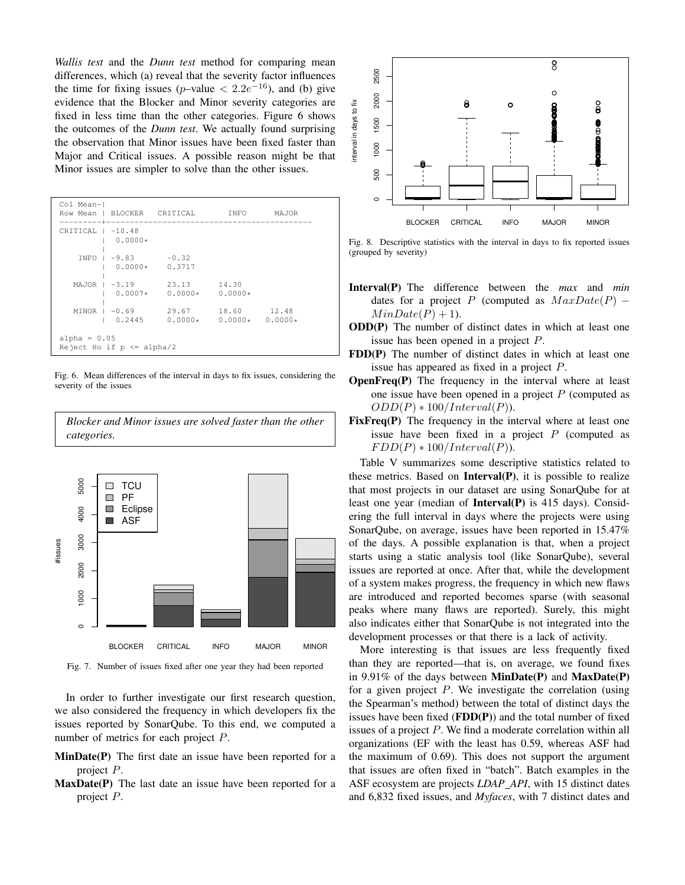*Wallis test* and the *Dunn test* method for comparing mean differences, which (a) reveal that the severity factor influences the time for fixing issues ($p$–value $< 2.2e^{-16}$), and (b) give evidence that the Blocker and Minor severity categories are fixed in less time than the other categories. Figure 6 shows the outcomes of the *Dunn test*. We actually found surprising the observation that Minor issues have been fixed faster than Major and Critical issues. A possible reason might be that Minor issues are simpler to solve than the other issues.

```
Col Mean-|
Row Mean | BLOCKER   CRITICAL       INFO       MAJOR
---------+--------------------------------------------
CRITICAL | -10.48
         |  0.0000*
         |
    INFO | -9.83      -0.32
         |  0.0000*    0.3717
         |
   MAJOR | -3.19      23.13       14.30
         |  0.0007*    0.0000*     0.0000*
         |
   MINOR | -0.69      29.67       18.60       12.48
         |  0.2445     0.0000*     0.0000*     0.0000*

alpha = 0.05
Reject Ho if p <= alpha/2
```

Fig. 6. Mean differences of the interval in days to fix issues, considering the severity of the issues

*Blocker and Minor issues are solved faster than the other categories.*

Fig. 7. Number of issues fixed after one year they had been reported

In order to further investigate our first research question, we also considered the frequency in which developers fix the issues reported by SonarQube. To this end, we computed a number of metrics for each project $P$.

**MinDate(P)** The first date an issue have been reported for a project $P$.

**MaxDate(P)** The last date an issue have been reported for a project $P$.

Fig. 8. Descriptive statistics with the interval in days to fix reported issues (grouped by severity)

**Interval(P)** The difference between the *max* and *min* dates for a project $P$ (computed as $MaxDate(P) - MinDate(P) + 1$).

**ODD(P)** The number of distinct dates in which at least one issue has been opened in a project $P$.

**FDD(P)** The number of distinct dates in which at least one issue has appeared as fixed in a project $P$.

**OpenFreq(P)** The frequency in the interval where at least one issue have been opened in a project $P$ (computed as $ODD(P) * 100/Interval(P)$).

**FixFreq(P)** The frequency in the interval where at least one issue have been fixed in a project $P$ (computed as $FDD(P) * 100/Interval(P)$).

Table V summarizes some descriptive statistics related to these metrics. Based on **Interval(P)**, it is possible to realize that most projects in our dataset are using SonarQube for at least one year (median of **Interval(P)** is 415 days). Considering the full interval in days where the projects were using SonarQube, on average, issues have been reported in 15.47% of the days. A possible explanation is that, when a project starts using a static analysis tool (like SonarQube), several issues are reported at once. After that, while the development of a system makes progress, the frequency in which new flaws are introduced and reported becomes sparse (with seasonal peaks where many flaws are reported). Surely, this might also indicates either that SonarQube is not integrated into the development processes or that there is a lack of activity.

More interesting is that issues are less frequently fixed than they are reported—that is, on average, we found fixes in 9.91% of the days between **MinDate(P)** and **MaxDate(P)** for a given project $P$. We investigate the correlation (using the Spearman's method) between the total of distinct days the issues have been fixed (**FDD(P)**) and the total number of fixed issues of a project $P$. We find a moderate correlation within all organizations (EF with the least has 0.59, whereas ASF had the maximum of 0.69). This does not support the argument that issues are often fixed in "batch". Batch examples in the ASF ecosystem are projects *LDAP_API*, with 15 distinct dates and 6,832 fixed issues, and *Myfaces*, with 7 distinct dates and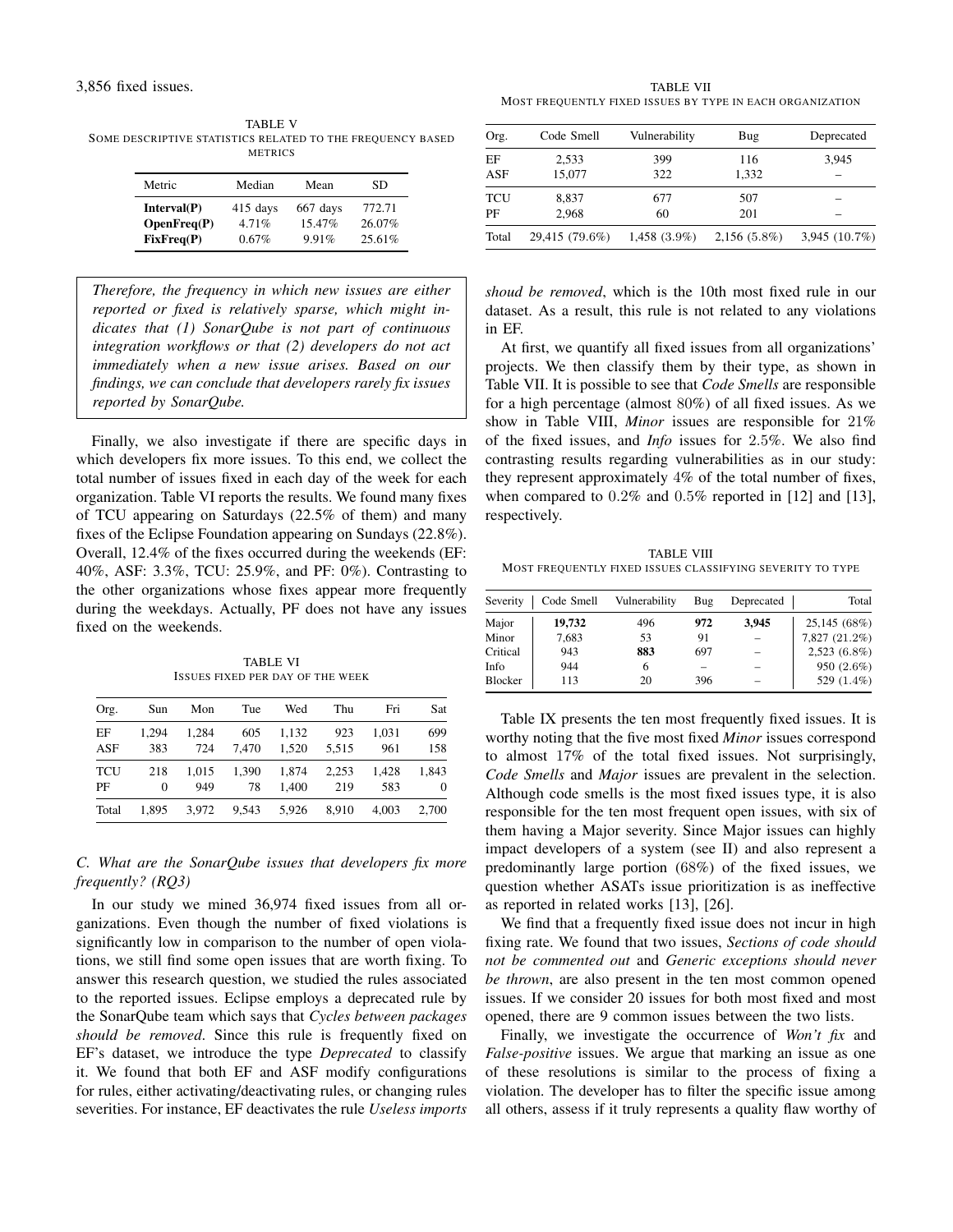3,856 fixed issues.

TABLE V
SOME DESCRIPTIVE STATISTICS RELATED TO THE FREQUENCY BASED METRICS

| Metric | Median | Mean | SD |
|---|---|---|---|
| **Interval(P)** | 415 days | 667 days | 772.71 |
| **OpenFreq(P)** | 4.71% | 15.47% | 26.07% |
| **FixFreq(P)** | 0.67% | 9.91% | 25.61% |

> *Therefore, the frequency in which new issues are either reported or fixed is relatively sparse, which might indicates that (1) SonarQube is not part of continuous integration workflows or that (2) developers do not act immediately when a new issue arises. Based on our findings, we can conclude that developers rarely fix issues reported by SonarQube.*

Finally, we also investigate if there are specific days in which developers fix more issues. To this end, we collect the total number of issues fixed in each day of the week for each organization. Table VI reports the results. We found many fixes of TCU appearing on Saturdays (22.5% of them) and many fixes of the Eclipse Foundation appearing on Sundays (22.8%). Overall, 12.4% of the fixes occurred during the weekends (EF: 40%, ASF: 3.3%, TCU: 25.9%, and PF: 0%). Contrasting to the other organizations whose fixes appear more frequently during the weekdays. Actually, PF does not have any issues fixed on the weekends.

TABLE VI
ISSUES FIXED PER DAY OF THE WEEK

| Org. | Sun | Mon | Tue | Wed | Thu | Fri | Sat |
|---|---|---|---|---|---|---|---|
| EF | 1,294 | 1,284 | 605 | 1,132 | 923 | 1,031 | 699 |
| ASF | 383 | 724 | 7,470 | 1,520 | 5,515 | 961 | 158 |
| TCU | 218 | 1,015 | 1,390 | 1,874 | 2,253 | 1,428 | 1,843 |
| PF | 0 | 949 | 78 | 1,400 | 219 | 583 | 0 |
| Total | 1,895 | 3,972 | 9,543 | 5,926 | 8,910 | 4,003 | 2,700 |

### C. What are the SonarQube issues that developers fix more frequently? (RQ3)

In our study we mined 36,974 fixed issues from all organizations. Even though the number of fixed violations is significantly low in comparison to the number of open violations, we still find some open issues that are worth fixing. To answer this research question, we studied the rules associated to the reported issues. Eclipse employs a deprecated rule by the SonarQube team which says that *Cycles between packages should be removed*. Since this rule is frequently fixed on EF's dataset, we introduce the type *Deprecated* to classify it. We found that both EF and ASF modify configurations for rules, either activating/deactivating rules, or changing rules severities. For instance, EF deactivates the rule *Useless imports shoud be removed*, which is the 10th most fixed rule in our dataset. As a result, this rule is not related to any violations in EF.

TABLE VII
MOST FREQUENTLY FIXED ISSUES BY TYPE IN EACH ORGANIZATION

| Org. | Code Smell | Vulnerability | Bug | Deprecated |
|---|---|---|---|---|
| EF | 2,533 | 399 | 116 | 3,945 |
| ASF | 15,077 | 322 | 1,332 | – |
| TCU | 8,837 | 677 | 507 | – |
| PF | 2,968 | 60 | 201 | – |
| Total | 29,415 (79.6%) | 1,458 (3.9%) | 2,156 (5.8%) | 3,945 (10.7%) |

At first, we quantify all fixed issues from all organizations' projects. We then classify them by their type, as shown in Table VII. It is possible to see that *Code Smells* are responsible for a high percentage (almost 80%) of all fixed issues. As we show in Table VIII, *Minor* issues are responsible for 21% of the fixed issues, and *Info* issues for 2.5%. We also find contrasting results regarding vulnerabilities as in our study: they represent approximately 4% of the total number of fixes, when compared to 0.2% and 0.5% reported in [12] and [13], respectively.

TABLE VIII
MOST FREQUENTLY FIXED ISSUES CLASSIFYING SEVERITY TO TYPE

| Severity | Code Smell | Vulnerability | Bug | Deprecated | Total |
|---|---|---|---|---|---|
| Major | **19,732** | 496 | **972** | **3,945** | 25,145 (68%) |
| Minor | 7,683 | 53 | 91 | – | 7,827 (21.2%) |
| Critical | 943 | **883** | 697 | – | 2,523 (6.8%) |
| Info | 944 | 6 | – | – | 950 (2.6%) |
| Blocker | 113 | 20 | 396 | – | 529 (1.4%) |

Table IX presents the ten most frequently fixed issues. It is worthy noting that the five most fixed *Minor* issues correspond to almost 17% of the total fixed issues. Not surprisingly, *Code Smells* and *Major* issues are prevalent in the selection. Although code smells is the most fixed issues type, it is also responsible for the ten most frequent open issues, with six of them having a Major severity. Since Major issues can highly impact developers of a system (see II) and also represent a predominantly large portion (68%) of the fixed issues, we question whether ASATs issue prioritization is as ineffective as reported in related works [13], [26].

We find that a frequently fixed issue does not incur in high fixing rate. We found that two issues, *Sections of code should not be commented out* and *Generic exceptions should never be thrown*, are also present in the ten most common opened issues. If we consider 20 issues for both most fixed and most opened, there are 9 common issues between the two lists.

Finally, we investigate the occurrence of *Won't fix* and *False-positive* issues. We argue that marking an issue as one of these resolutions is similar to the process of fixing a violation. The developer has to filter the specific issue among all others, assess if it truly represents a quality flaw worthy of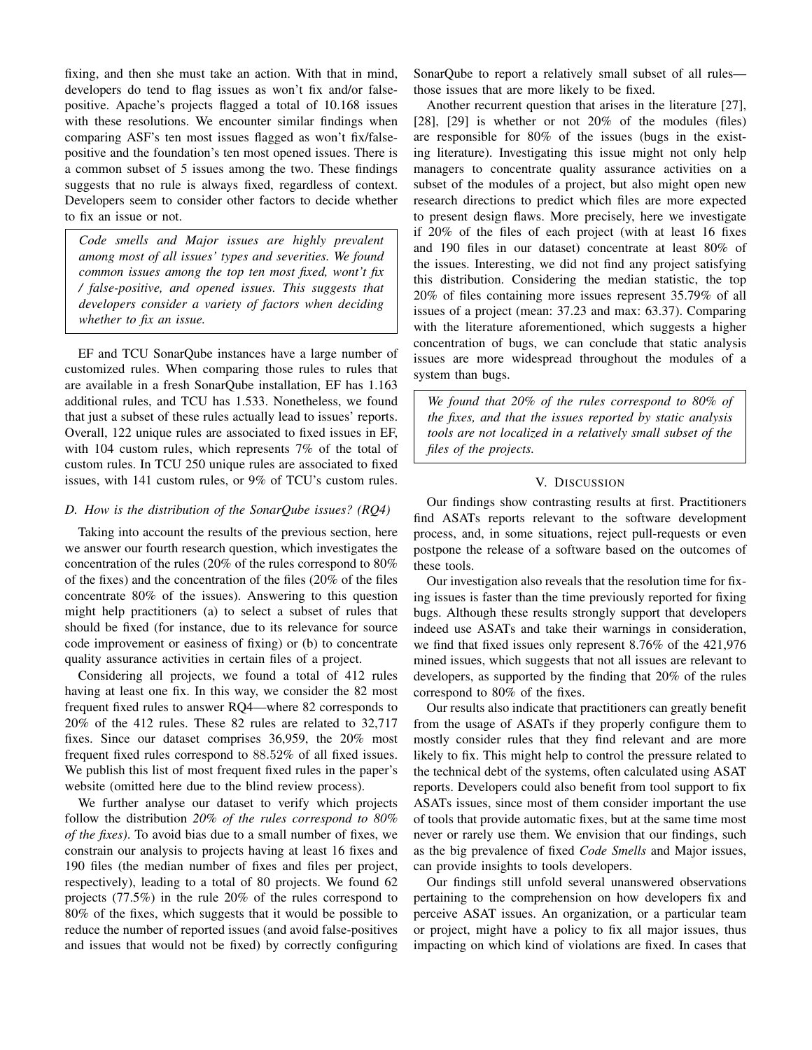fixing, and then she must take an action. With that in mind, developers do tend to flag issues as won't fix and/or false-positive. Apache's projects flagged a total of 10.168 issues with these resolutions. We encounter similar findings when comparing ASF's ten most issues flagged as won't fix/false-positive and the foundation's ten most opened issues. There is a common subset of 5 issues among the two. These findings suggests that no rule is always fixed, regardless of context. Developers seem to consider other factors to decide whether to fix an issue or not.

> *Code smells and Major issues are highly prevalent among most of all issues' types and severities. We found common issues among the top ten most fixed, won't fix / false-positive, and opened issues. This suggests that developers consider a variety of factors when deciding whether to fix an issue.*

EF and TCU SonarQube instances have a large number of customized rules. When comparing those rules to rules that are available in a fresh SonarQube installation, EF has 1.163 additional rules, and TCU has 1.533. Nonetheless, we found that just a subset of these rules actually lead to issues' reports. Overall, 122 unique rules are associated to fixed issues in EF, with 104 custom rules, which represents 7% of the total of custom rules. In TCU 250 unique rules are associated to fixed issues, with 141 custom rules, or 9% of TCU's custom rules.

### D. How is the distribution of the SonarQube issues? (RQ4)

Taking into account the results of the previous section, here we answer our fourth research question, which investigates the concentration of the rules (20% of the rules correspond to 80% of the fixes) and the concentration of the files (20% of the files concentrate 80% of the issues). Answering to this question might help practitioners (a) to select a subset of rules that should be fixed (for instance, due to its relevance for source code improvement or easiness of fixing) or (b) to concentrate quality assurance activities in certain files of a project.

Considering all projects, we found a total of 412 rules having at least one fix. In this way, we consider the 82 most frequent fixed rules to answer RQ4—where 82 corresponds to 20% of the 412 rules. These 82 rules are related to 32,717 fixes. Since our dataset comprises 36,959, the 20% most frequent fixed rules correspond to 88.52% of all fixed issues. We publish this list of most frequent fixed rules in the paper's website (omitted here due to the blind review process).

We further analyse our dataset to verify which projects follow the distribution *20% of the rules correspond to 80% of the fixes)*. To avoid bias due to a small number of fixes, we constrain our analysis to projects having at least 16 fixes and 190 files (the median number of fixes and files per project, respectively), leading to a total of 80 projects. We found 62 projects (77.5%) in the rule 20% of the rules correspond to 80% of the fixes, which suggests that it would be possible to reduce the number of reported issues (and avoid false-positives and issues that would not be fixed) by correctly configuring SonarQube to report a relatively small subset of all rules—those issues that are more likely to be fixed.

Another recurrent question that arises in the literature [27], [28], [29] is whether or not 20% of the modules (files) are responsible for 80% of the issues (bugs in the existing literature). Investigating this issue might not only help managers to concentrate quality assurance activities on a subset of the modules of a project, but also might open new research directions to predict which files are more expected to present design flaws. More precisely, here we investigate if 20% of the files of each project (with at least 16 fixes and 190 files in our dataset) concentrate at least 80% of the issues. Interesting, we did not find any project satisfying this distribution. Considering the median statistic, the top 20% of files containing more issues represent 35.79% of all issues of a project (mean: 37.23 and max: 63.37). Comparing with the literature aforementioned, which suggests a higher concentration of bugs, we can conclude that static analysis issues are more widespread throughout the modules of a system than bugs.

> *We found that 20% of the rules correspond to 80% of the fixes, and that the issues reported by static analysis tools are not localized in a relatively small subset of the files of the projects.*

## V. Discussion

Our findings show contrasting results at first. Practitioners find ASATs reports relevant to the software development process, and, in some situations, reject pull-requests or even postpone the release of a software based on the outcomes of these tools.

Our investigation also reveals that the resolution time for fixing issues is faster than the time previously reported for fixing bugs. Although these results strongly support that developers indeed use ASATs and take their warnings in consideration, we find that fixed issues only represent 8.76% of the 421,976 mined issues, which suggests that not all issues are relevant to developers, as supported by the finding that 20% of the rules correspond to 80% of the fixes.

Our results also indicate that practitioners can greatly benefit from the usage of ASATs if they properly configure them to mostly consider rules that they find relevant and are more likely to fix. This might help to control the pressure related to the technical debt of the systems, often calculated using ASAT reports. Developers could also benefit from tool support to fix ASATs issues, since most of them consider important the use of tools that provide automatic fixes, but at the same time most never or rarely use them. We envision that our findings, such as the big prevalence of fixed *Code Smells* and Major issues, can provide insights to tools developers.

Our findings still unfold several unanswered observations pertaining to the comprehension on how developers fix and perceive ASAT issues. An organization, or a particular team or project, might have a policy to fix all major issues, thus impacting on which kind of violations are fixed. In cases that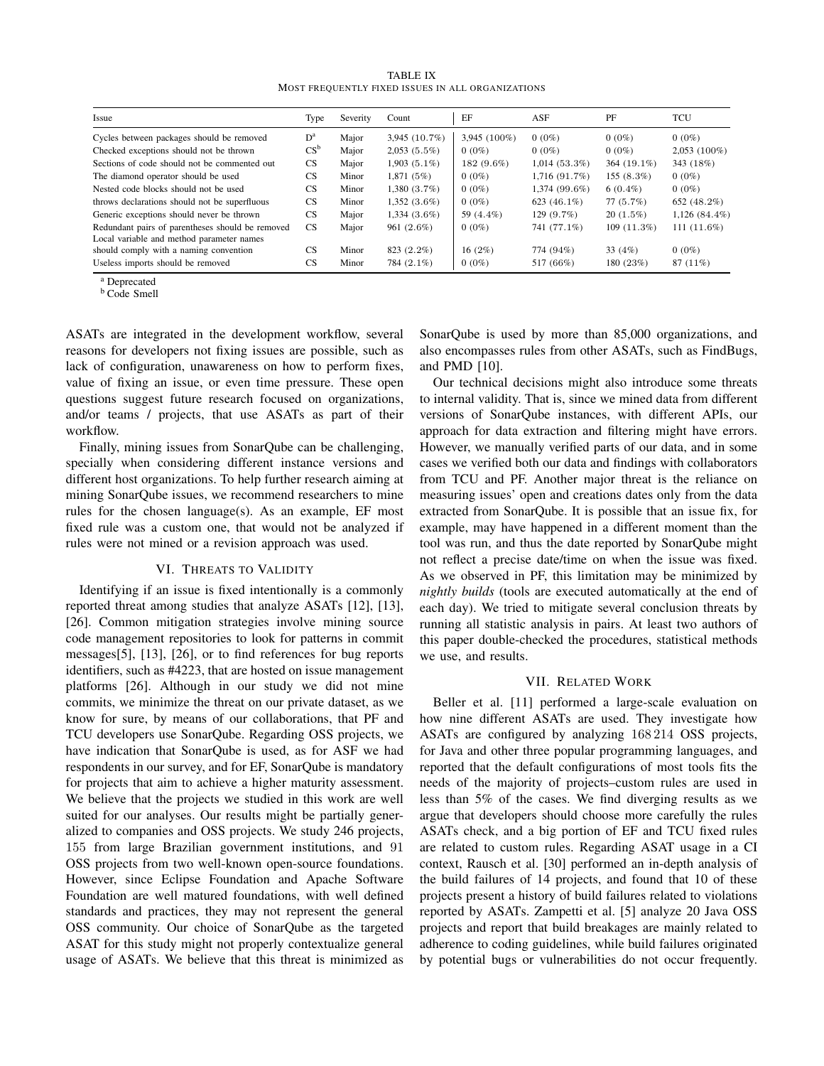TABLE IX
MOST FREQUENTLY FIXED ISSUES IN ALL ORGANIZATIONS

| Issue | Type | Severity | Count | EF | ASF | PF | TCU |
|---|---|---|---|---|---|---|---|
| Cycles between packages should be removed | D[a] | Major | 3,945 (10.7%) | 3,945 (100%) | 0 (0%) | 0 (0%) | 0 (0%) |
| Checked exceptions should not be thrown | CS[b] | Major | 2,053 (5.5%) | 0 (0%) | 0 (0%) | 0 (0%) | 2,053 (100%) |
| Sections of code should not be commented out | CS | Major | 1,903 (5.1%) | 182 (9.6%) | 1,014 (53.3%) | 364 (19.1%) | 343 (18%) |
| The diamond operator should be used | CS | Minor | 1,871 (5%) | 0 (0%) | 1,716 (91.7%) | 155 (8.3%) | 0 (0%) |
| Nested code blocks should not be used | CS | Minor | 1,380 (3.7%) | 0 (0%) | 1,374 (99.6%) | 6 (0.4%) | 0 (0%) |
| throws declarations should not be superfluous | CS | Minor | 1,352 (3.6%) | 0 (0%) | 623 (46.1%) | 77 (5.7%) | 652 (48.2%) |
| Generic exceptions should never be thrown | CS | Major | 1,334 (3.6%) | 59 (4.4%) | 129 (9.7%) | 20 (1.5%) | 1,126 (84.4%) |
| Redundant pairs of parentheses should be removed | CS | Major | 961 (2.6%) | 0 (0%) | 741 (77.1%) | 109 (11.3%) | 111 (11.6%) |
| Local variable and method parameter names should comply with a naming convention | CS | Minor | 823 (2.2%) | 16 (2%) | 774 (94%) | 33 (4%) | 0 (0%) |
| Useless imports should be removed | CS | Minor | 784 (2.1%) | 0 (0%) | 517 (66%) | 180 (23%) | 87 (11%) |

[a] Deprecated
[b] Code Smell

ASATs are integrated in the development workflow, several reasons for developers not fixing issues are possible, such as lack of configuration, unawareness on how to perform fixes, value of fixing an issue, or even time pressure. These open questions suggest future research focused on organizations, and/or teams / projects, that use ASATs as part of their workflow.

Finally, mining issues from SonarQube can be challenging, specially when considering different instance versions and different host organizations. To help further research aiming at mining SonarQube issues, we recommend researchers to mine rules for the chosen language(s). As an example, EF most fixed rule was a custom one, that would not be analyzed if rules were not mined or a revision approach was used.

## VI. Threats to Validity

Identifying if an issue is fixed intentionally is a commonly reported threat among studies that analyze ASATs [12], [13], [26]. Common mitigation strategies involve mining source code management repositories to look for patterns in commit messages[5], [13], [26], or to find references for bug reports identifiers, such as #4223, that are hosted on issue management platforms [26]. Although in our study we did not mine commits, we minimize the threat on our private dataset, as we know for sure, by means of our collaborations, that PF and TCU developers use SonarQube. Regarding OSS projects, we have indication that SonarQube is used, as for ASF we had respondents in our survey, and for EF, SonarQube is mandatory for projects that aim to achieve a higher maturity assessment. We believe that the projects we studied in this work are well suited for our analyses. Our results might be partially generalized to companies and OSS projects. We study 246 projects, 155 from large Brazilian government institutions, and 91 OSS projects from two well-known open-source foundations. However, since Eclipse Foundation and Apache Software Foundation are well matured foundations, with well defined standards and practices, they may not represent the general OSS community. Our choice of SonarQube as the targeted ASAT for this study might not properly contextualize general usage of ASATs. We believe that this threat is minimized as SonarQube is used by more than 85,000 organizations, and also encompasses rules from other ASATs, such as FindBugs, and PMD [10].

Our technical decisions might also introduce some threats to internal validity. That is, since we mined data from different versions of SonarQube instances, with different APIs, our approach for data extraction and filtering might have errors. However, we manually verified parts of our data, and in some cases we verified both our data and findings with collaborators from TCU and PF. Another major threat is the reliance on measuring issues' open and creations dates only from the data extracted from SonarQube. It is possible that an issue fix, for example, may have happened in a different moment than the tool was run, and thus the date reported by SonarQube might not reflect a precise date/time on when the issue was fixed. As we observed in PF, this limitation may be minimized by *nightly builds* (tools are executed automatically at the end of each day). We tried to mitigate several conclusion threats by running all statistic analysis in pairs. At least two authors of this paper double-checked the procedures, statistical methods we use, and results.

## VII. Related Work

Beller et al. [11] performed a large-scale evaluation on how nine different ASATs are used. They investigate how ASATs are configured by analyzing 168 214 OSS projects, for Java and other three popular programming languages, and reported that the default configurations of most tools fits the needs of the majority of projects–custom rules are used in less than 5% of the cases. We find diverging results as we argue that developers should choose more carefully the rules ASATs check, and a big portion of EF and TCU fixed rules are related to custom rules. Regarding ASAT usage in a CI context, Rausch et al. [30] performed an in-depth analysis of the build failures of 14 projects, and found that 10 of these projects present a history of build failures related to violations reported by ASATs. Zampetti et al. [5] analyze 20 Java OSS projects and report that build breakages are mainly related to adherence to coding guidelines, while build failures originated by potential bugs or vulnerabilities do not occur frequently.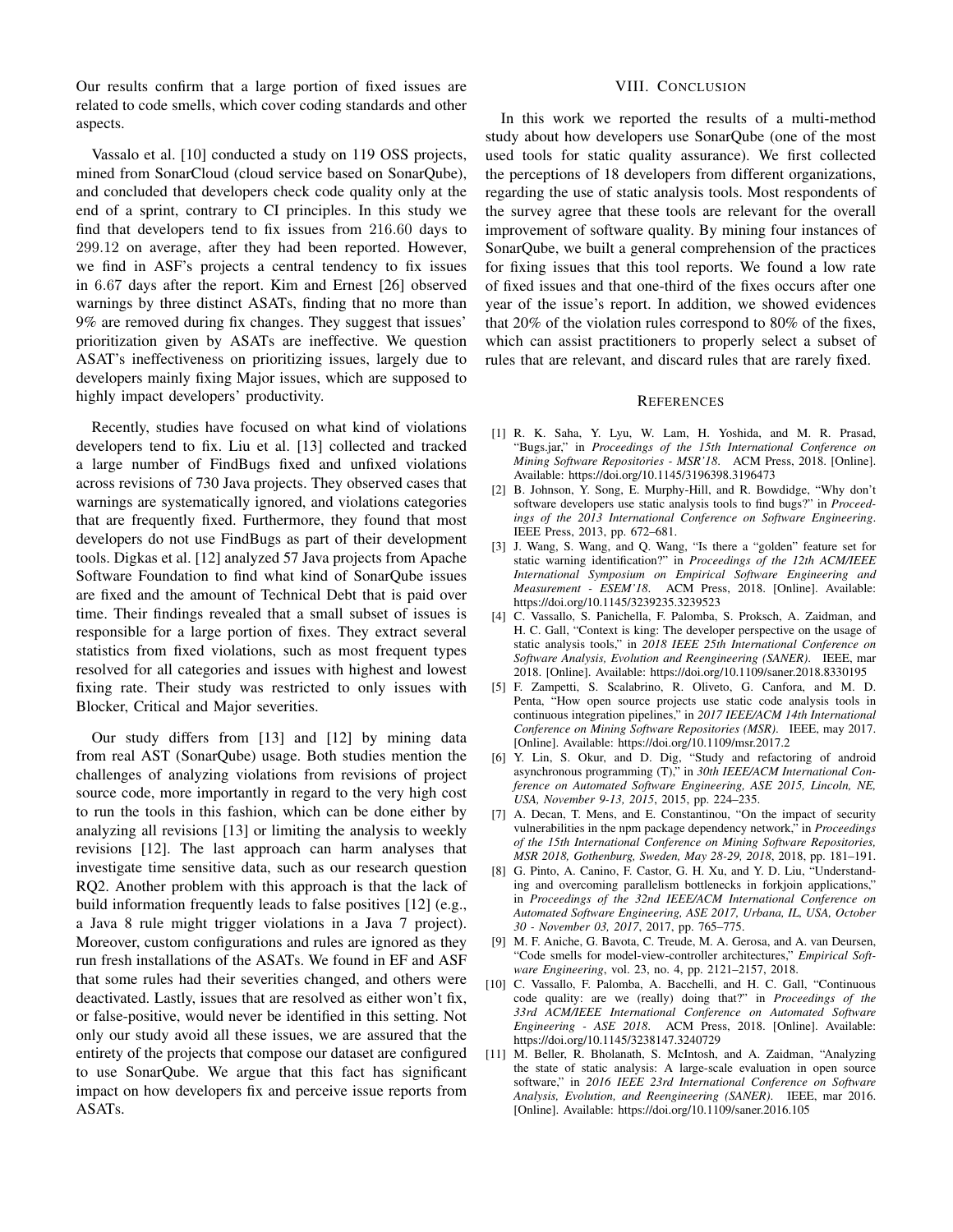Our results confirm that a large portion of fixed issues are related to code smells, which cover coding standards and other aspects.

Vassalo et al. [10] conducted a study on 119 OSS projects, mined from SonarCloud (cloud service based on SonarQube), and concluded that developers check code quality only at the end of a sprint, contrary to CI principles. In this study we find that developers tend to fix issues from $216.60$ days to $299.12$ on average, after they had been reported. However, we find in ASF's projects a central tendency to fix issues in $6.67$ days after the report. Kim and Ernest [26] observed warnings by three distinct ASATs, finding that no more than 9% are removed during fix changes. They suggest that issues' prioritization given by ASATs are ineffective. We question ASAT's ineffectiveness on prioritizing issues, largely due to developers mainly fixing Major issues, which are supposed to highly impact developers' productivity.

Recently, studies have focused on what kind of violations developers tend to fix. Liu et al. [13] collected and tracked a large number of FindBugs fixed and unfixed violations across revisions of 730 Java projects. They observed cases that warnings are systematically ignored, and violations categories that are frequently fixed. Furthermore, they found that most developers do not use FindBugs as part of their development tools. Digkas et al. [12] analyzed 57 Java projects from Apache Software Foundation to find what kind of SonarQube issues are fixed and the amount of Technical Debt that is paid over time. Their findings revealed that a small subset of issues is responsible for a large portion of fixes. They extract several statistics from fixed violations, such as most frequent types resolved for all categories and issues with highest and lowest fixing rate. Their study was restricted to only issues with Blocker, Critical and Major severities.

Our study differs from [13] and [12] by mining data from real AST (SonarQube) usage. Both studies mention the challenges of analyzing violations from revisions of project source code, more importantly in regard to the very high cost to run the tools in this fashion, which can be done either by analyzing all revisions [13] or limiting the analysis to weekly revisions [12]. The last approach can harm analyses that investigate time sensitive data, such as our research question RQ2. Another problem with this approach is that the lack of build information frequently leads to false positives [12] (e.g., a Java 8 rule might trigger violations in a Java 7 project). Moreover, custom configurations and rules are ignored as they run fresh installations of the ASATs. We found in EF and ASF that some rules had their severities changed, and others were deactivated. Lastly, issues that are resolved as either won't fix, or false-positive, would never be identified in this setting. Not only our study avoid all these issues, we are assured that the entirety of the projects that compose our dataset are configured to use SonarQube. We argue that this fact has significant impact on how developers fix and perceive issue reports from ASATs.

## VIII. Conclusion

In this work we reported the results of a multi-method study about how developers use SonarQube (one of the most used tools for static quality assurance). We first collected the perceptions of 18 developers from different organizations, regarding the use of static analysis tools. Most respondents of the survey agree that these tools are relevant for the overall improvement of software quality. By mining four instances of SonarQube, we built a general comprehension of the practices for fixing issues that this tool reports. We found a low rate of fixed issues and that one-third of the fixes occurs after one year of the issue's report. In addition, we showed evidences that 20% of the violation rules correspond to 80% of the fixes, which can assist practitioners to properly select a subset of rules that are relevant, and discard rules that are rarely fixed.

## References

[1] R. K. Saha, Y. Lyu, W. Lam, H. Yoshida, and M. R. Prasad, "Bugs.jar," in *Proceedings of the 15th International Conference on Mining Software Repositories - MSR'18*. ACM Press, 2018. [Online]. Available: https://doi.org/10.1145/3196398.3196473

[2] B. Johnson, Y. Song, E. Murphy-Hill, and R. Bowdidge, "Why don't software developers use static analysis tools to find bugs?" in *Proceedings of the 2013 International Conference on Software Engineering*. IEEE Press, 2013, pp. 672–681.

[3] J. Wang, S. Wang, and Q. Wang, "Is there a "golden" feature set for static warning identification?" in *Proceedings of the 12th ACM/IEEE International Symposium on Empirical Software Engineering and Measurement - ESEM'18*. ACM Press, 2018. [Online]. Available: https://doi.org/10.1145/3239235.3239523

[4] C. Vassallo, S. Panichella, F. Palomba, S. Proksch, A. Zaidman, and H. C. Gall, "Context is king: The developer perspective on the usage of static analysis tools," in *2018 IEEE 25th International Conference on Software Analysis, Evolution and Reengineering (SANER)*. IEEE, mar 2018. [Online]. Available: https://doi.org/10.1109/saner.2018.8330195

[5] F. Zampetti, S. Scalabrino, R. Oliveto, G. Canfora, and M. D. Penta, "How open source projects use static code analysis tools in continuous integration pipelines," in *2017 IEEE/ACM 14th International Conference on Mining Software Repositories (MSR)*. IEEE, may 2017. [Online]. Available: https://doi.org/10.1109/msr.2017.2

[6] Y. Lin, S. Okur, and D. Dig, "Study and refactoring of android asynchronous programming (T)," in *30th IEEE/ACM International Conference on Automated Software Engineering, ASE 2015, Lincoln, NE, USA, November 9-13, 2015*, 2015, pp. 224–235.

[7] A. Decan, T. Mens, and E. Constantinou, "On the impact of security vulnerabilities in the npm package dependency network," in *Proceedings of the 15th International Conference on Mining Software Repositories, MSR 2018, Gothenburg, Sweden, May 28-29, 2018*, 2018, pp. 181–191.

[8] G. Pinto, A. Canino, F. Castor, G. H. Xu, and Y. D. Liu, "Understanding and overcoming parallelism bottlenecks in forkjoin applications," in *Proceedings of the 32nd IEEE/ACM International Conference on Automated Software Engineering, ASE 2017, Urbana, IL, USA, October 30 - November 03, 2017*, 2017, pp. 765–775.

[9] M. F. Aniche, G. Bavota, C. Treude, M. A. Gerosa, and A. van Deursen, "Code smells for model-view-controller architectures," *Empirical Software Engineering*, vol. 23, no. 4, pp. 2121–2157, 2018.

[10] C. Vassallo, F. Palomba, A. Bacchelli, and H. C. Gall, "Continuous code quality: are we (really) doing that?" in *Proceedings of the 33rd ACM/IEEE International Conference on Automated Software Engineering - ASE 2018*. ACM Press, 2018. [Online]. Available: https://doi.org/10.1145/3238147.3240729

[11] M. Beller, R. Bholanath, S. McIntosh, and A. Zaidman, "Analyzing the state of static analysis: A large-scale evaluation in open source software," in *2016 IEEE 23rd International Conference on Software Analysis, Evolution, and Reengineering (SANER)*. IEEE, mar 2016. [Online]. Available: https://doi.org/10.1109/saner.2016.105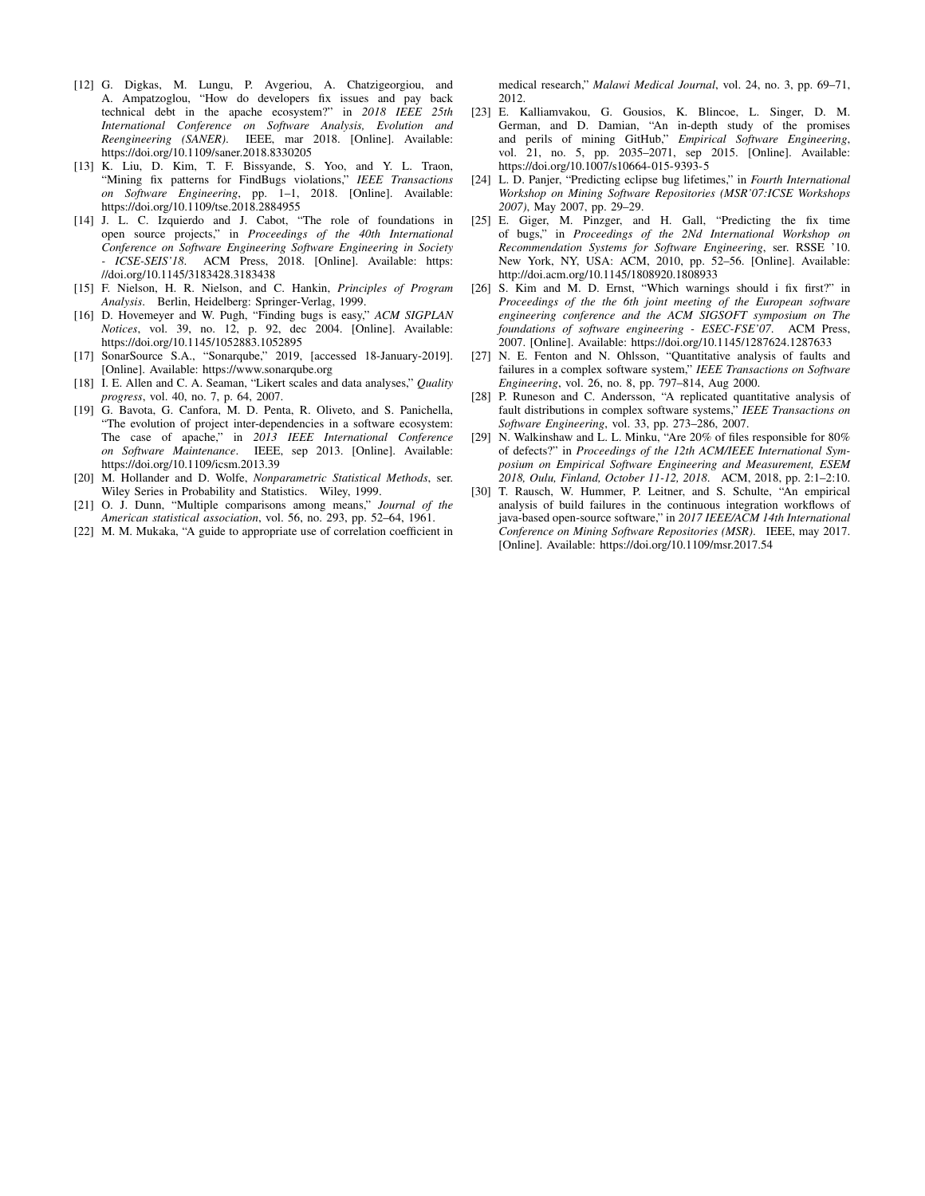[12] G. Digkas, M. Lungu, P. Avgeriou, A. Chatzigeorgiou, and A. Ampatzoglou, "How do developers fix issues and pay back technical debt in the apache ecosystem?" in *2018 IEEE 25th International Conference on Software Analysis, Evolution and Reengineering (SANER)*. IEEE, mar 2018. [Online]. Available: https://doi.org/10.1109/saner.2018.8330205

[13] K. Liu, D. Kim, T. F. Bissyande, S. Yoo, and Y. L. Traon, "Mining fix patterns for FindBugs violations," *IEEE Transactions on Software Engineering*, pp. 1–1, 2018. [Online]. Available: https://doi.org/10.1109/tse.2018.2884955

[14] J. L. C. Izquierdo and J. Cabot, "The role of foundations in open source projects," in *Proceedings of the 40th International Conference on Software Engineering Software Engineering in Society - ICSE-SEIS'18*. ACM Press, 2018. [Online]. Available: https://doi.org/10.1145/3183428.3183438

[15] F. Nielson, H. R. Nielson, and C. Hankin, *Principles of Program Analysis*. Berlin, Heidelberg: Springer-Verlag, 1999.

[16] D. Hovemeyer and W. Pugh, "Finding bugs is easy," *ACM SIGPLAN Notices*, vol. 39, no. 12, p. 92, dec 2004. [Online]. Available: https://doi.org/10.1145/1052883.1052895

[17] SonarSource S.A., "Sonarqube," 2019, [accessed 18-January-2019]. [Online]. Available: https://www.sonarqube.org

[18] I. E. Allen and C. A. Seaman, "Likert scales and data analyses," *Quality progress*, vol. 40, no. 7, p. 64, 2007.

[19] G. Bavota, G. Canfora, M. D. Penta, R. Oliveto, and S. Panichella, "The evolution of project inter-dependencies in a software ecosystem: The case of apache," in *2013 IEEE International Conference on Software Maintenance*. IEEE, sep 2013. [Online]. Available: https://doi.org/10.1109/icsm.2013.39

[20] M. Hollander and D. Wolfe, *Nonparametric Statistical Methods*, ser. Wiley Series in Probability and Statistics. Wiley, 1999.

[21] O. J. Dunn, "Multiple comparisons among means," *Journal of the American statistical association*, vol. 56, no. 293, pp. 52–64, 1961.

[22] M. M. Mukaka, "A guide to appropriate use of correlation coefficient in medical research," *Malawi Medical Journal*, vol. 24, no. 3, pp. 69–71, 2012.

[23] E. Kalliamvakou, G. Gousios, K. Blincoe, L. Singer, D. M. German, and D. Damian, "An in-depth study of the promises and perils of mining GitHub," *Empirical Software Engineering*, vol. 21, no. 5, pp. 2035–2071, sep 2015. [Online]. Available: https://doi.org/10.1007/s10664-015-9393-5

[24] L. D. Panjer, "Predicting eclipse bug lifetimes," in *Fourth International Workshop on Mining Software Repositories (MSR'07:ICSE Workshops 2007)*, May 2007, pp. 29–29.

[25] E. Giger, M. Pinzger, and H. Gall, "Predicting the fix time of bugs," in *Proceedings of the 2Nd International Workshop on Recommendation Systems for Software Engineering*, ser. RSSE '10. New York, NY, USA: ACM, 2010, pp. 52–56. [Online]. Available: http://doi.acm.org/10.1145/1808920.1808933

[26] S. Kim and M. D. Ernst, "Which warnings should i fix first?" in *Proceedings of the the 6th joint meeting of the European software engineering conference and the ACM SIGSOFT symposium on The foundations of software engineering - ESEC-FSE'07*. ACM Press, 2007. [Online]. Available: https://doi.org/10.1145/1287624.1287633

[27] N. E. Fenton and N. Ohlsson, "Quantitative analysis of faults and failures in a complex software system," *IEEE Transactions on Software Engineering*, vol. 26, no. 8, pp. 797–814, Aug 2000.

[28] P. Runeson and C. Andersson, "A replicated quantitative analysis of fault distributions in complex software systems," *IEEE Transactions on Software Engineering*, vol. 33, pp. 273–286, 2007.

[29] N. Walkinshaw and L. L. Minku, "Are 20% of files responsible for 80% of defects?" in *Proceedings of the 12th ACM/IEEE International Symposium on Empirical Software Engineering and Measurement, ESEM 2018, Oulu, Finland, October 11-12, 2018*. ACM, 2018, pp. 2:1–2:10.

[30] T. Rausch, W. Hummer, P. Leitner, and S. Schulte, "An empirical analysis of build failures in the continuous integration workflows of java-based open-source software," in *2017 IEEE/ACM 14th International Conference on Mining Software Repositories (MSR)*. IEEE, may 2017. [Online]. Available: https://doi.org/10.1109/msr.2017.54